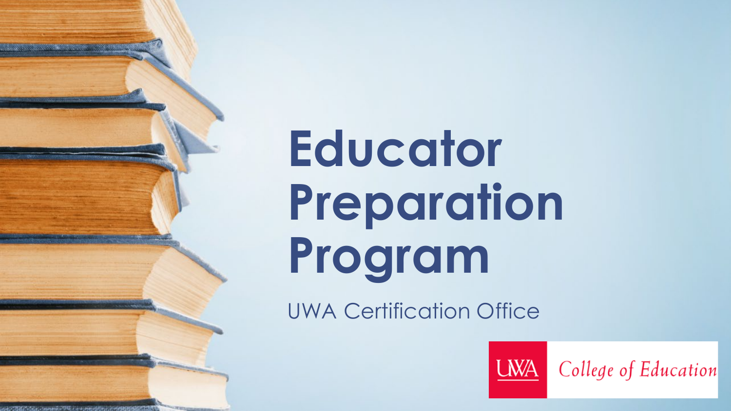# Educator Preparation Program

UWA Certification Office

UWA College of Education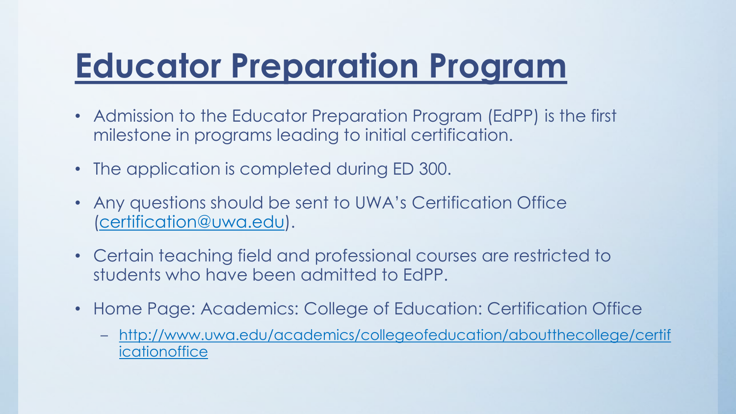# Educator Preparation Program

- Admission to the Educator Preparation Program (EdPP) is the first milestone in programs leading to initial certification.
- The application is completed during ED 300.
- Any questions should be sent to UWA's Certification Office (certification@uwa.edu).
- Certain teaching field and professional courses are restricted to students who have been admitted to EdPP.
- Home Page: Academics: College of Education: Certification Office
  - http://www.uwa.edu/academics/collegeofeducation/aboutthecollege/certificationoffice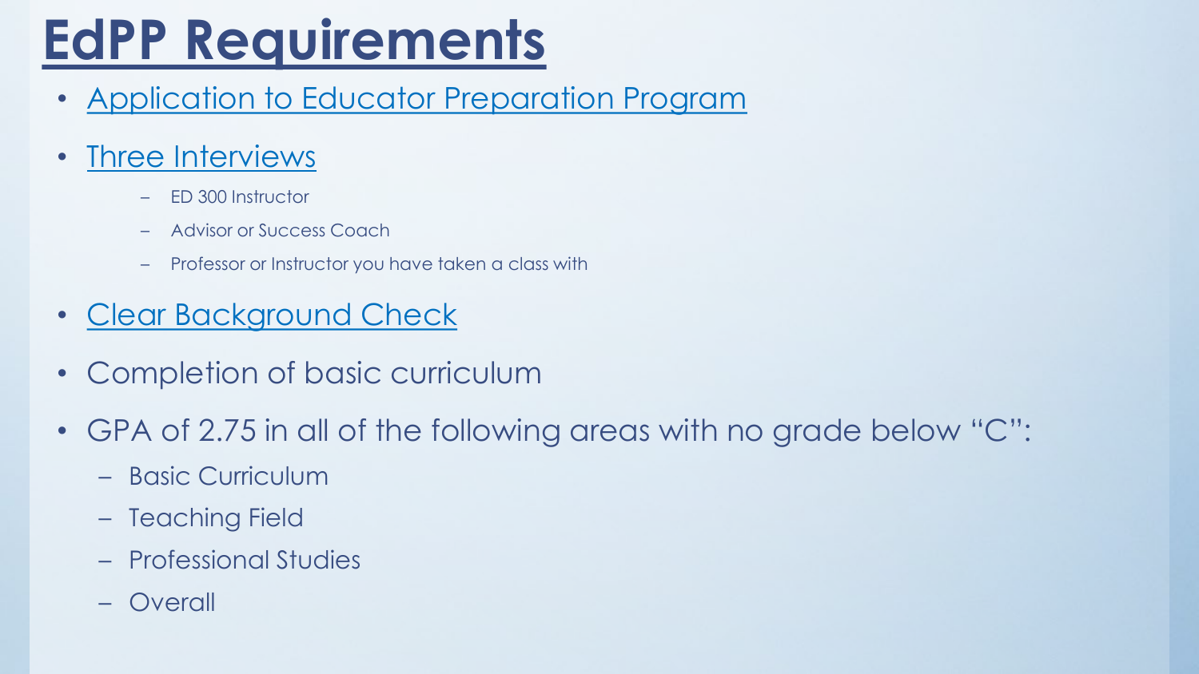# EdPP Requirements

- Application to Educator Preparation Program
- Three Interviews
  - ED 300 Instructor
  - Advisor or Success Coach
  - Professor or Instructor you have taken a class with
- Clear Background Check
- Completion of basic curriculum
- GPA of 2.75 in all of the following areas with no grade below "C":
  - Basic Curriculum
  - Teaching Field
  - Professional Studies
  - Overall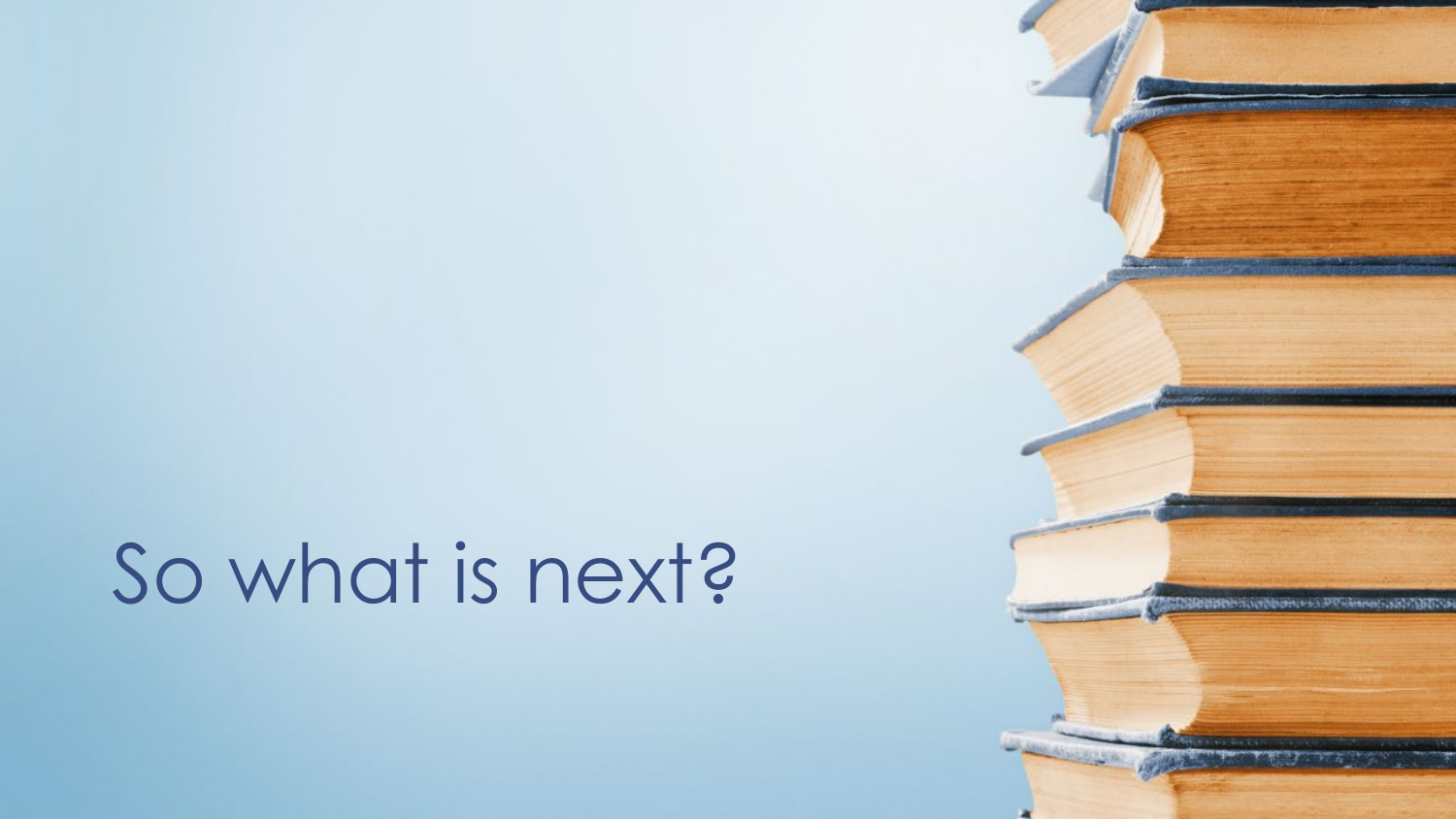# So what is next?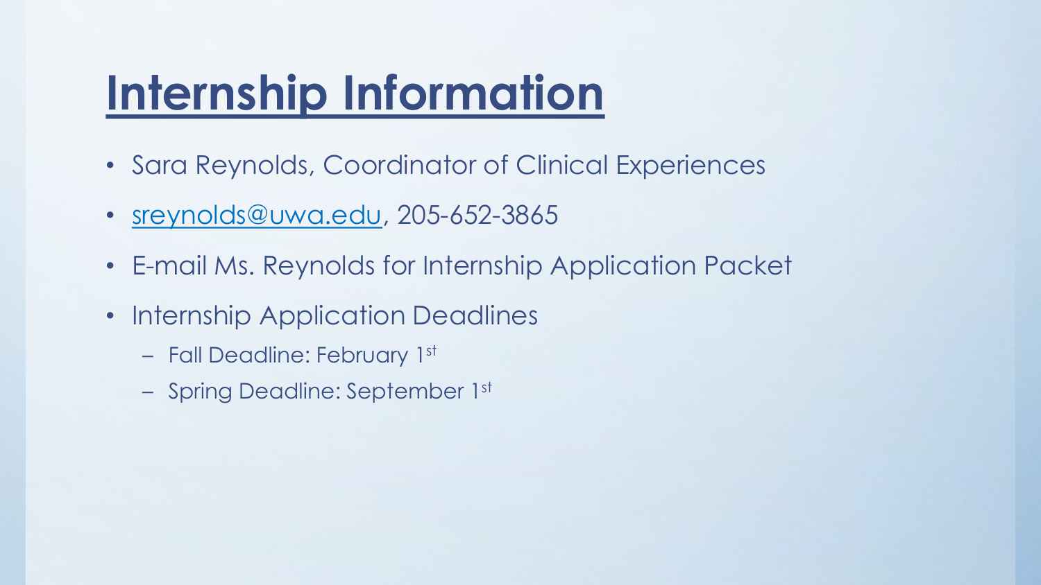# Internship Information

- Sara Reynolds, Coordinator of Clinical Experiences
- sreynolds@uwa.edu, 205-652-3865
- E-mail Ms. Reynolds for Internship Application Packet
- Internship Application Deadlines
  - Fall Deadline: February 1st
  - Spring Deadline: September 1st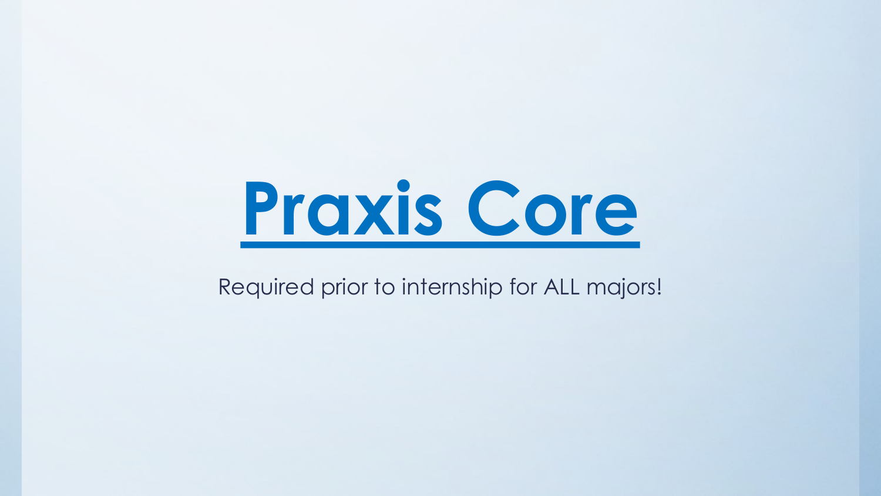# Praxis Core

Required prior to internship for ALL majors!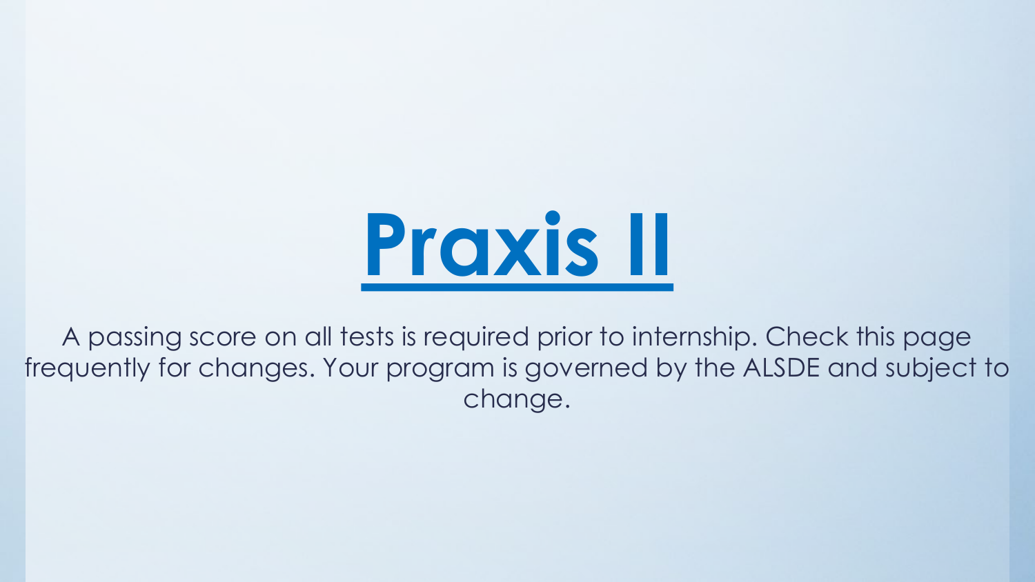# Praxis II

A passing score on all tests is required prior to internship. Check this page frequently for changes. Your program is governed by the ALSDE and subject to change.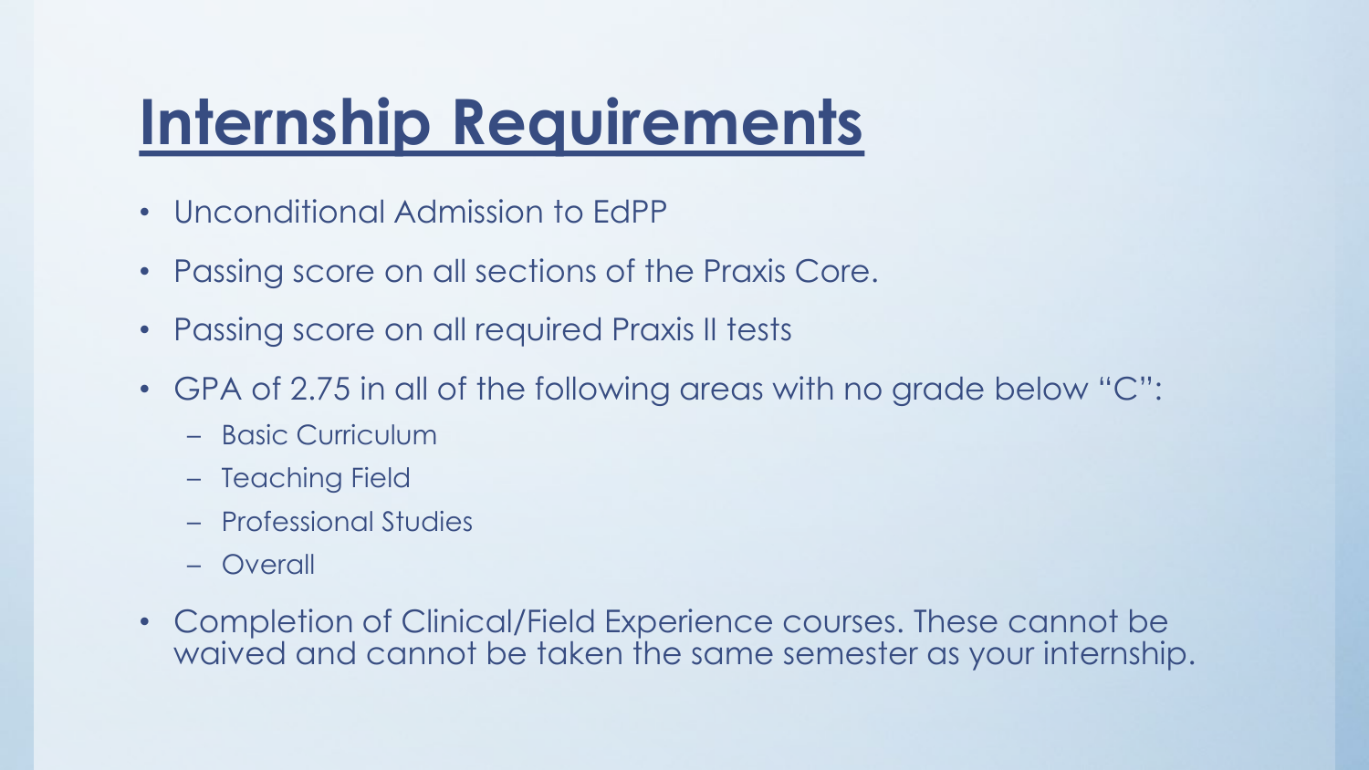# Internship Requirements

- Unconditional Admission to EdPP
- Passing score on all sections of the Praxis Core.
- Passing score on all required Praxis II tests
- GPA of 2.75 in all of the following areas with no grade below "C":
  - Basic Curriculum
  - Teaching Field
  - Professional Studies
  - Overall
- Completion of Clinical/Field Experience courses. These cannot be waived and cannot be taken the same semester as your internship.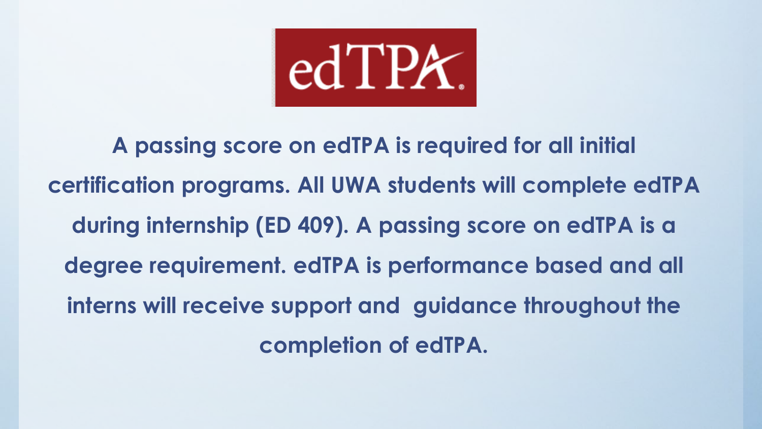# edTPA

**A passing score on edTPA is required for all initial certification programs. All UWA students will complete edTPA during internship (ED 409). A passing score on edTPA is a degree requirement. edTPA is performance based and all interns will receive support and guidance throughout the completion of edTPA.**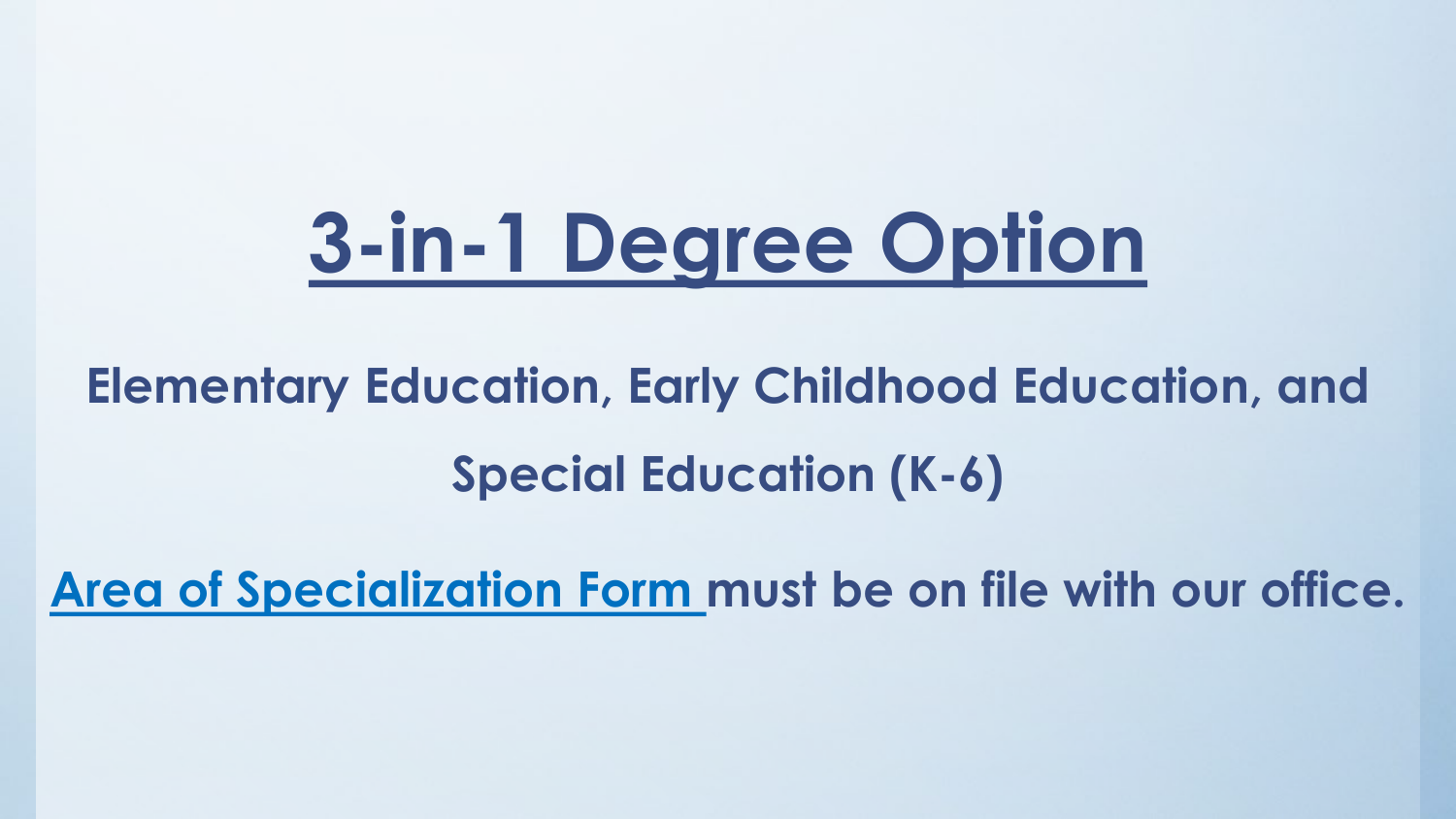# 3-in-1 Degree Option

**Elementary Education, Early Childhood Education, and Special Education (K-6)**

**Area of Specialization Form must be on file with our office.**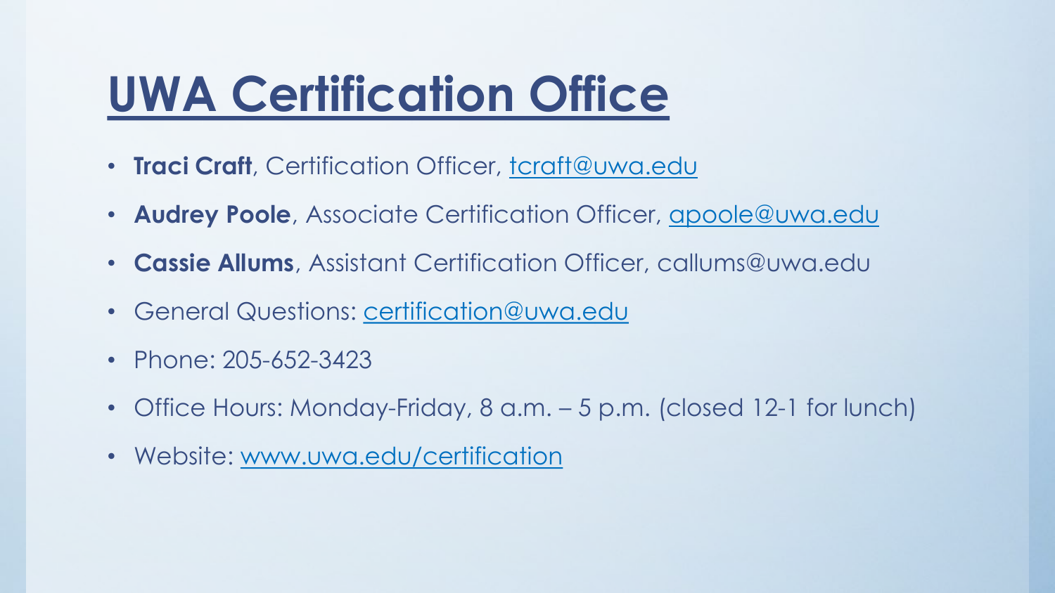# UWA Certification Office

- **Traci Craft**, Certification Officer, tcraft@uwa.edu
- **Audrey Poole**, Associate Certification Officer, apoole@uwa.edu
- **Cassie Allums**, Assistant Certification Officer, callums@uwa.edu
- General Questions: certification@uwa.edu
- Phone: 205-652-3423
- Office Hours: Monday-Friday, 8 a.m. – 5 p.m. (closed 12-1 for lunch)
- Website: www.uwa.edu/certification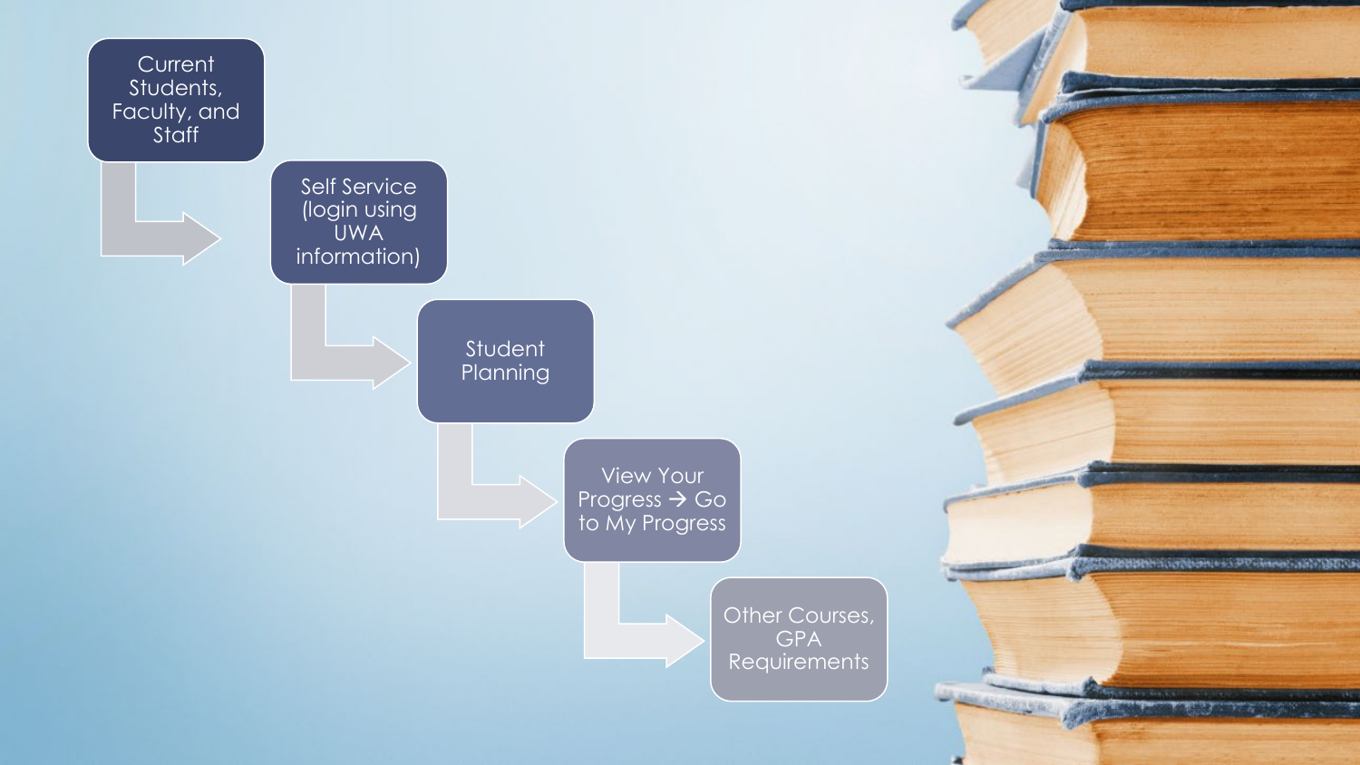1. Current Students, Faculty, and Staff
2. Self Service (login using UWA information)
3. Student Planning
4. View Your Progress → Go to My Progress
5. Other Courses, GPA Requirements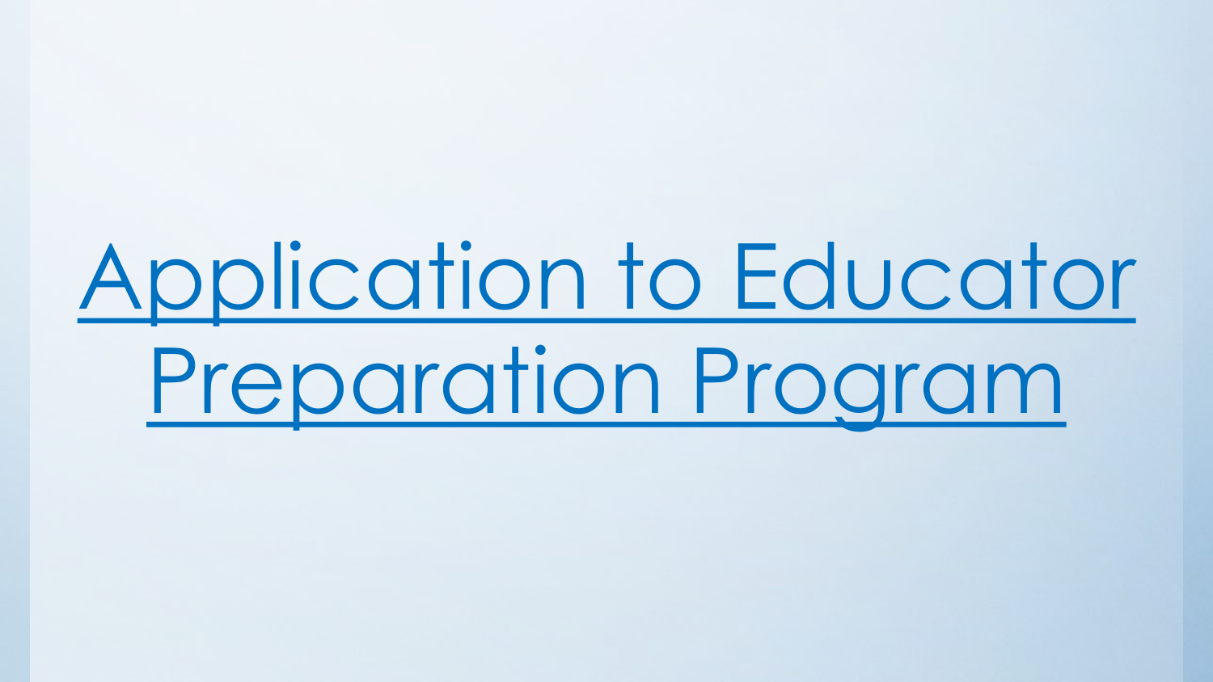# Application to Educator Preparation Program